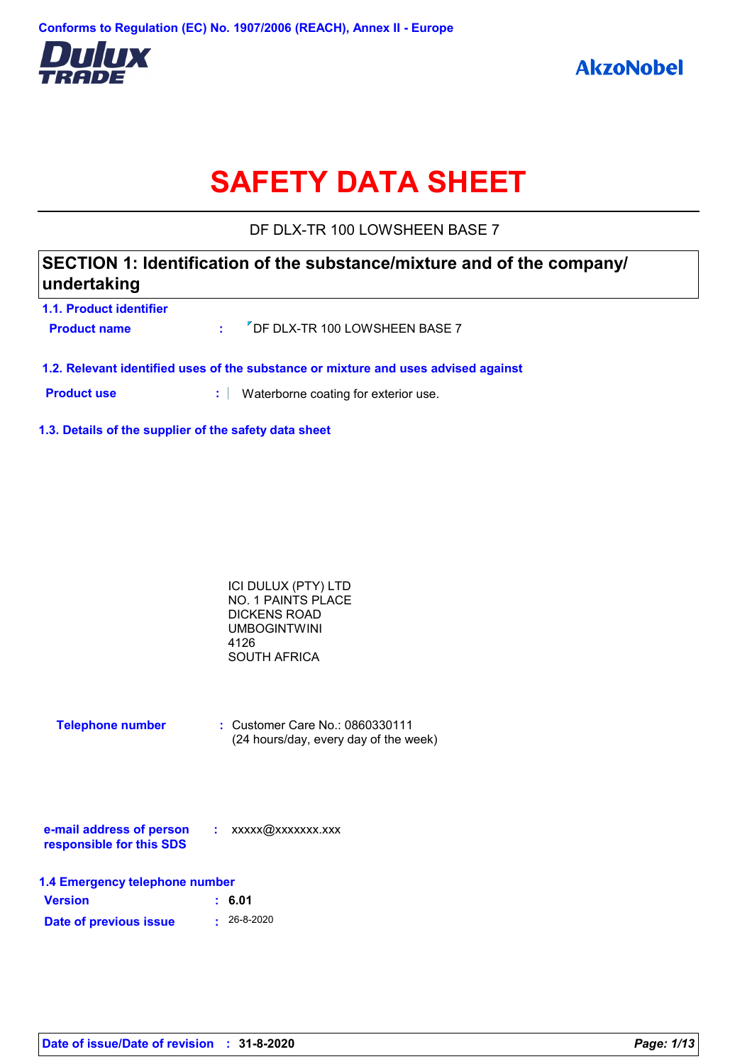Conforms to Regulation (EC) No. 1907/2006 (REACH), Annex II - Europe

Dulux TRADE

AkzoNobel

# SAFETY DATA SHEET

DF DLX-TR 100 LOWSHEEN BASE 7

## SECTION 1: Identification of the substance/mixture and of the company/ undertaking

### 1.1. Product identifier

**Product name** : DF DLX-TR 100 LOWSHEEN BASE 7

### 1.2. Relevant identified uses of the substance or mixture and uses advised against

**Product use** : Waterborne coating for exterior use.

### 1.3. Details of the supplier of the safety data sheet

ICI DULUX (PTY) LTD
NO. 1 PAINTS PLACE
DICKENS ROAD
UMBOGINTWINI
4126
SOUTH AFRICA

**Telephone number** : Customer Care No.: 0860330111
(24 hours/day, every day of the week)

**e-mail address of person responsible for this SDS** : xxxxx@xxxxxxx.xxx

### 1.4 Emergency telephone number

**Version** : **6.01**

**Date of previous issue** : 26-8-2020

**Date of issue/Date of revision** : **31-8-2020**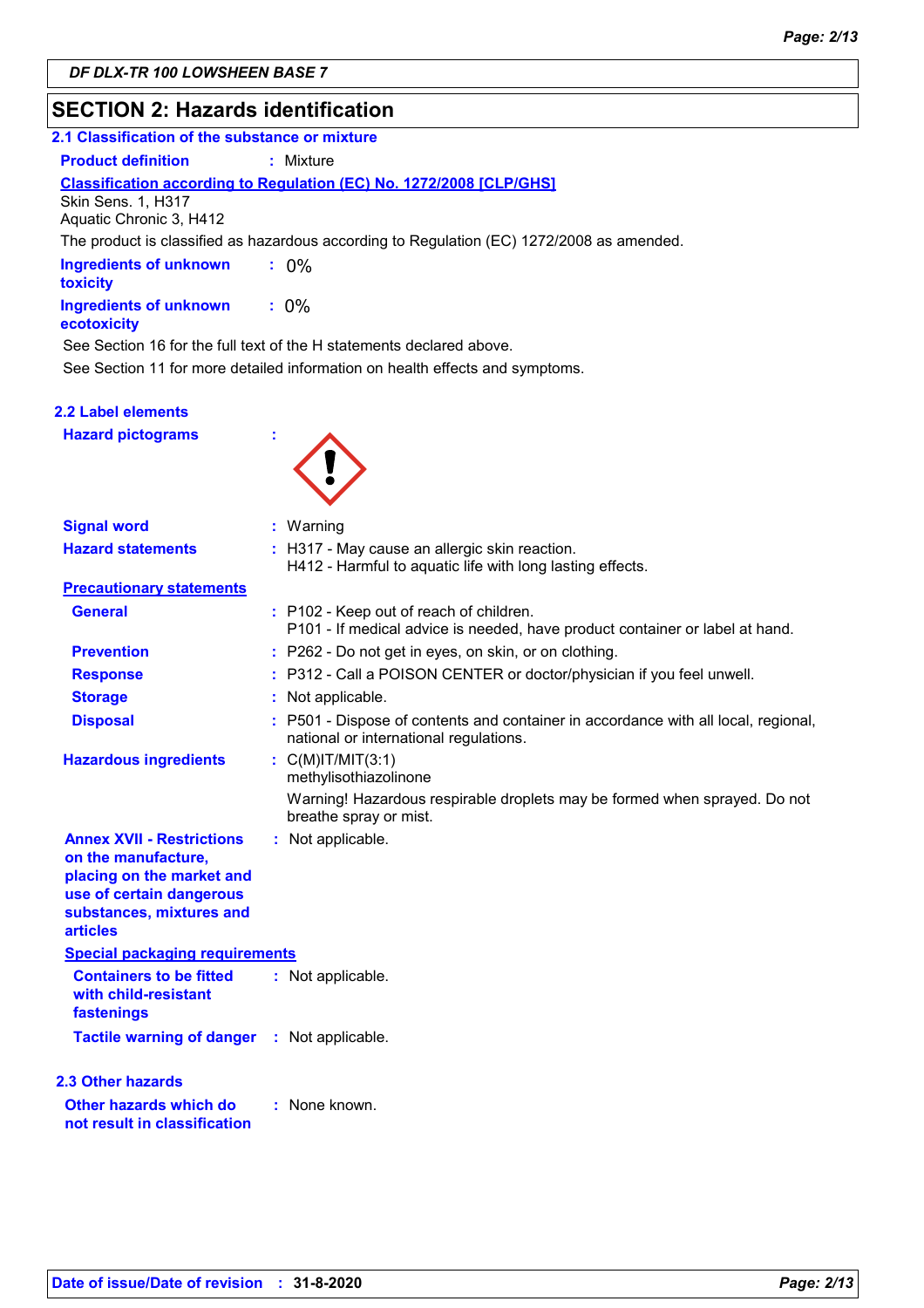## SECTION 2: Hazards identification

### 2.1 Classification of the substance or mixture

**Product definition** : Mixture

**Classification according to Regulation (EC) No. 1272/2008 [CLP/GHS]**

Skin Sens. 1, H317
Aquatic Chronic 3, H412

The product is classified as hazardous according to Regulation (EC) 1272/2008 as amended.

**Ingredients of unknown toxicity** : 0%

**Ingredients of unknown ecotoxicity** : 0%

See Section 16 for the full text of the H statements declared above.

See Section 11 for more detailed information on health effects and symptoms.

### 2.2 Label elements

**Hazard pictograms** :

**Signal word** : Warning

**Hazard statements** : H317 - May cause an allergic skin reaction.
H412 - Harmful to aquatic life with long lasting effects.

**Precautionary statements**

**General** : P102 - Keep out of reach of children.
P101 - If medical advice is needed, have product container or label at hand.

**Prevention** : P262 - Do not get in eyes, on skin, or on clothing.

**Response** : P312 - Call a POISON CENTER or doctor/physician if you feel unwell.

**Storage** : Not applicable.

**Disposal** : P501 - Dispose of contents and container in accordance with all local, regional, national or international regulations.

**Hazardous ingredients** : C(M)IT/MIT(3:1)
methylisothiazolinone

Warning! Hazardous respirable droplets may be formed when sprayed. Do not breathe spray or mist.

**Annex XVII - Restrictions on the manufacture, placing on the market and use of certain dangerous substances, mixtures and articles** : Not applicable.

**Special packaging requirements**

**Containers to be fitted with child-resistant fastenings** : Not applicable.

**Tactile warning of danger** : Not applicable.

### 2.3 Other hazards

**Other hazards which do not result in classification** : None known.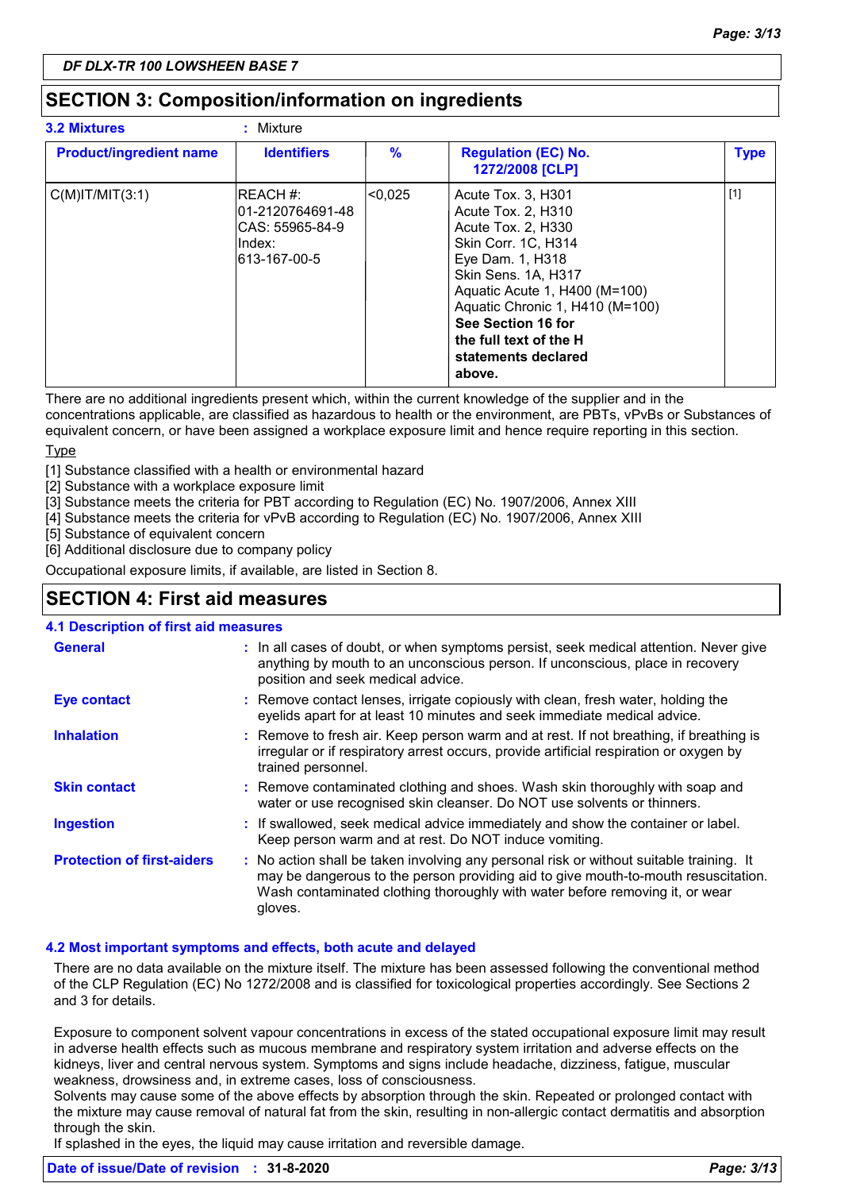## SECTION 3: Composition/information on ingredients

**3.2 Mixtures** : Mixture

| Product/ingredient name | Identifiers | % | Regulation (EC) No. 1272/2008 [CLP] | Type |
|---|---|---|---|---|
| C(M)IT/MIT(3:1) | REACH #: 01-2120764691-48<br>CAS: 55965-84-9<br>Index: 613-167-00-5 | <0,025 | Acute Tox. 3, H301<br>Acute Tox. 2, H310<br>Acute Tox. 2, H330<br>Skin Corr. 1C, H314<br>Eye Dam. 1, H318<br>Skin Sens. 1A, H317<br>Aquatic Acute 1, H400 (M=100)<br>Aquatic Chronic 1, H410 (M=100)<br>**See Section 16 for the full text of the H statements declared above.** | [1] |

There are no additional ingredients present which, within the current knowledge of the supplier and in the concentrations applicable, are classified as hazardous to health or the environment, are PBTs, vPvBs or Substances of equivalent concern, or have been assigned a workplace exposure limit and hence require reporting in this section.

Type

[1] Substance classified with a health or environmental hazard
[2] Substance with a workplace exposure limit
[3] Substance meets the criteria for PBT according to Regulation (EC) No. 1907/2006, Annex XIII
[4] Substance meets the criteria for vPvB according to Regulation (EC) No. 1907/2006, Annex XIII
[5] Substance of equivalent concern
[6] Additional disclosure due to company policy

Occupational exposure limits, if available, are listed in Section 8.

## SECTION 4: First aid measures

### 4.1 Description of first aid measures

**General** : In all cases of doubt, or when symptoms persist, seek medical attention. Never give anything by mouth to an unconscious person. If unconscious, place in recovery position and seek medical advice.

**Eye contact** : Remove contact lenses, irrigate copiously with clean, fresh water, holding the eyelids apart for at least 10 minutes and seek immediate medical advice.

**Inhalation** : Remove to fresh air. Keep person warm and at rest. If not breathing, if breathing is irregular or if respiratory arrest occurs, provide artificial respiration or oxygen by trained personnel.

**Skin contact** : Remove contaminated clothing and shoes. Wash skin thoroughly with soap and water or use recognised skin cleanser. Do NOT use solvents or thinners.

**Ingestion** : If swallowed, seek medical advice immediately and show the container or label. Keep person warm and at rest. Do NOT induce vomiting.

**Protection of first-aiders** : No action shall be taken involving any personal risk or without suitable training. It may be dangerous to the person providing aid to give mouth-to-mouth resuscitation. Wash contaminated clothing thoroughly with water before removing it, or wear gloves.

### 4.2 Most important symptoms and effects, both acute and delayed

There are no data available on the mixture itself. The mixture has been assessed following the conventional method of the CLP Regulation (EC) No 1272/2008 and is classified for toxicological properties accordingly. See Sections 2 and 3 for details.

Exposure to component solvent vapour concentrations in excess of the stated occupational exposure limit may result in adverse health effects such as mucous membrane and respiratory system irritation and adverse effects on the kidneys, liver and central nervous system. Symptoms and signs include headache, dizziness, fatigue, muscular weakness, drowsiness and, in extreme cases, loss of consciousness.
Solvents may cause some of the above effects by absorption through the skin. Repeated or prolonged contact with the mixture may cause removal of natural fat from the skin, resulting in non-allergic contact dermatitis and absorption through the skin.
If splashed in the eyes, the liquid may cause irritation and reversible damage.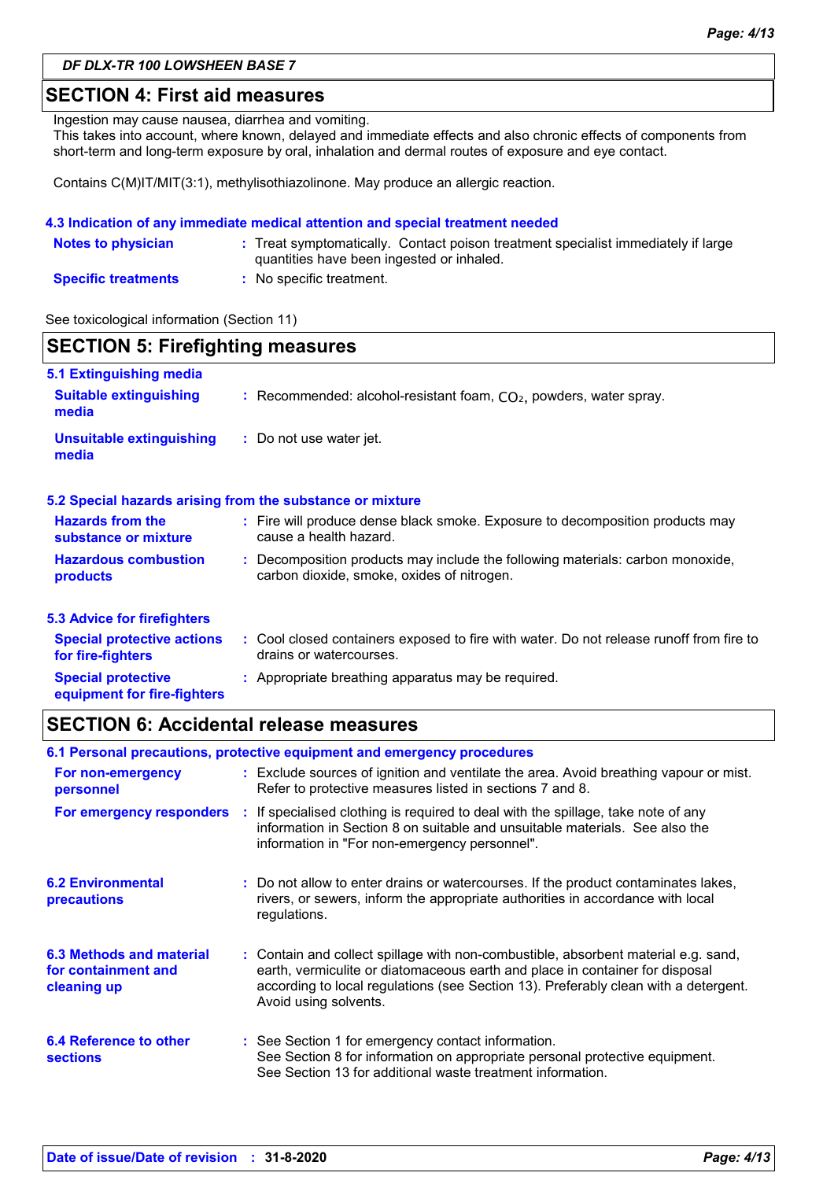## SECTION 4: First aid measures

Ingestion may cause nausea, diarrhea and vomiting.
This takes into account, where known, delayed and immediate effects and also chronic effects of components from short-term and long-term exposure by oral, inhalation and dermal routes of exposure and eye contact.

Contains C(M)IT/MIT(3:1), methylisothiazolinone. May produce an allergic reaction.

### 4.3 Indication of any immediate medical attention and special treatment needed

**Notes to physician** : Treat symptomatically. Contact poison treatment specialist immediately if large quantities have been ingested or inhaled.

**Specific treatments** : No specific treatment.

See toxicological information (Section 11)

## SECTION 5: Firefighting measures

### 5.1 Extinguishing media

**Suitable extinguishing media** : Recommended: alcohol-resistant foam, $CO_2$, powders, water spray.

**Unsuitable extinguishing media** : Do not use water jet.

### 5.2 Special hazards arising from the substance or mixture

**Hazards from the substance or mixture** : Fire will produce dense black smoke. Exposure to decomposition products may cause a health hazard.

**Hazardous combustion products** : Decomposition products may include the following materials: carbon monoxide, carbon dioxide, smoke, oxides of nitrogen.

### 5.3 Advice for firefighters

**Special protective actions for fire-fighters** : Cool closed containers exposed to fire with water. Do not release runoff from fire to drains or watercourses.

**Special protective equipment for fire-fighters** : Appropriate breathing apparatus may be required.

## SECTION 6: Accidental release measures

### 6.1 Personal precautions, protective equipment and emergency procedures

**For non-emergency personnel** : Exclude sources of ignition and ventilate the area. Avoid breathing vapour or mist. Refer to protective measures listed in sections 7 and 8.

**For emergency responders** : If specialised clothing is required to deal with the spillage, take note of any information in Section 8 on suitable and unsuitable materials. See also the information in "For non-emergency personnel".

### 6.2 Environmental precautions

: Do not allow to enter drains or watercourses. If the product contaminates lakes, rivers, or sewers, inform the appropriate authorities in accordance with local regulations.

### 6.3 Methods and material for containment and cleaning up

: Contain and collect spillage with non-combustible, absorbent material e.g. sand, earth, vermiculite or diatomaceous earth and place in container for disposal according to local regulations (see Section 13). Preferably clean with a detergent. Avoid using solvents.

### 6.4 Reference to other sections

: See Section 1 for emergency contact information.
See Section 8 for information on appropriate personal protective equipment.
See Section 13 for additional waste treatment information.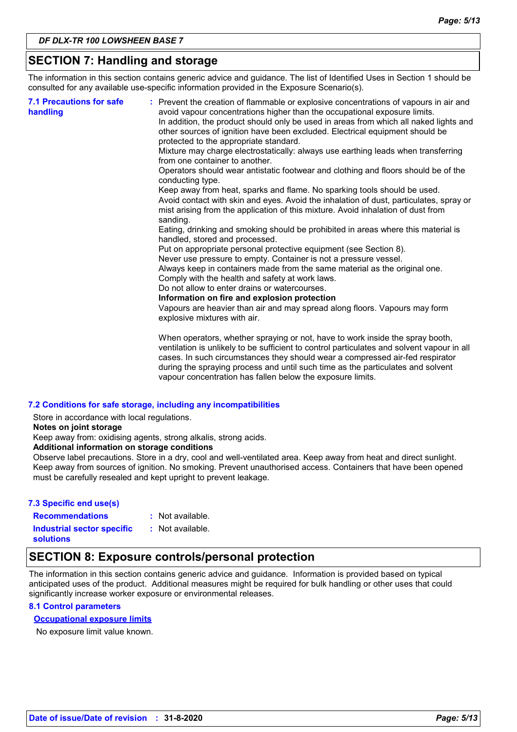## SECTION 7: Handling and storage

The information in this section contains generic advice and guidance. The list of Identified Uses in Section 1 should be consulted for any available use-specific information provided in the Exposure Scenario(s).

**7.1 Precautions for safe handling** : Prevent the creation of flammable or explosive concentrations of vapours in air and avoid vapour concentrations higher than the occupational exposure limits.
In addition, the product should only be used in areas from which all naked lights and other sources of ignition have been excluded. Electrical equipment should be protected to the appropriate standard.
Mixture may charge electrostatically: always use earthing leads when transferring from one container to another.
Operators should wear antistatic footwear and clothing and floors should be of the conducting type.
Keep away from heat, sparks and flame. No sparking tools should be used.
Avoid contact with skin and eyes. Avoid the inhalation of dust, particulates, spray or mist arising from the application of this mixture. Avoid inhalation of dust from sanding.
Eating, drinking and smoking should be prohibited in areas where this material is handled, stored and processed.
Put on appropriate personal protective equipment (see Section 8).
Never use pressure to empty. Container is not a pressure vessel.
Always keep in containers made from the same material as the original one.
Comply with the health and safety at work laws.
Do not allow to enter drains or watercourses.

**Information on fire and explosion protection**

Vapours are heavier than air and may spread along floors. Vapours may form explosive mixtures with air.

When operators, whether spraying or not, have to work inside the spray booth, ventilation is unlikely to be sufficient to control particulates and solvent vapour in all cases. In such circumstances they should wear a compressed air-fed respirator during the spraying process and until such time as the particulates and solvent vapour concentration has fallen below the exposure limits.

**7.2 Conditions for safe storage, including any incompatibilities**

Store in accordance with local regulations.

**Notes on joint storage**

Keep away from: oxidising agents, strong alkalis, strong acids.

**Additional information on storage conditions**

Observe label precautions. Store in a dry, cool and well-ventilated area. Keep away from heat and direct sunlight. Keep away from sources of ignition. No smoking. Prevent unauthorised access. Containers that have been opened must be carefully resealed and kept upright to prevent leakage.

**7.3 Specific end use(s)**

**Recommendations** : Not available.

**Industrial sector specific solutions** : Not available.

## SECTION 8: Exposure controls/personal protection

The information in this section contains generic advice and guidance. Information is provided based on typical anticipated uses of the product. Additional measures might be required for bulk handling or other uses that could significantly increase worker exposure or environmental releases.

**8.1 Control parameters**

**Occupational exposure limits**

No exposure limit value known.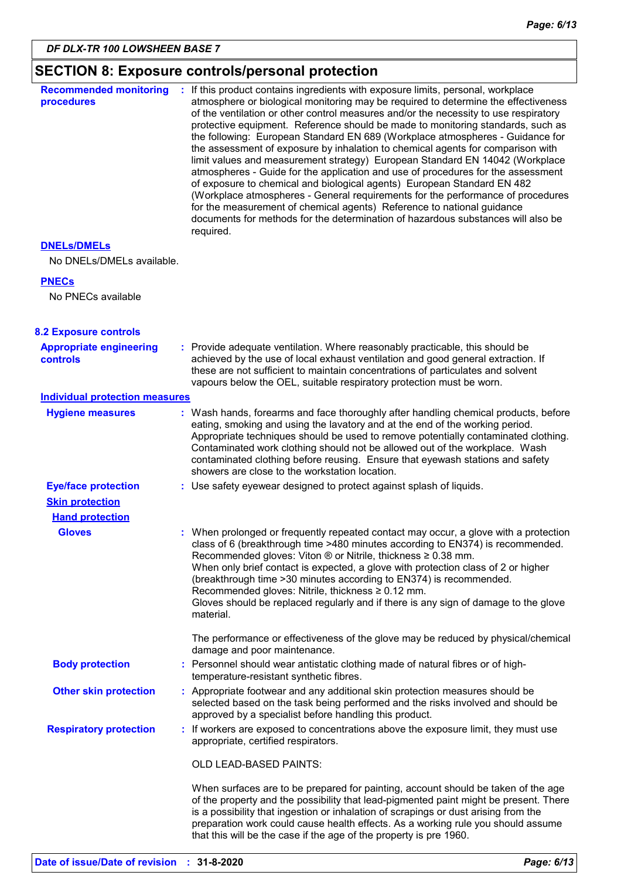## SECTION 8: Exposure controls/personal protection

**Recommended monitoring procedures** : If this product contains ingredients with exposure limits, personal, workplace atmosphere or biological monitoring may be required to determine the effectiveness of the ventilation or other control measures and/or the necessity to use respiratory protective equipment. Reference should be made to monitoring standards, such as the following: European Standard EN 689 (Workplace atmospheres - Guidance for the assessment of exposure by inhalation to chemical agents for comparison with limit values and measurement strategy) European Standard EN 14042 (Workplace atmospheres - Guide for the application and use of procedures for the assessment of exposure to chemical and biological agents) European Standard EN 482 (Workplace atmospheres - General requirements for the performance of procedures for the measurement of chemical agents) Reference to national guidance documents for methods for the determination of hazardous substances will also be required.

**DNELs/DMELs**

No DNELs/DMELs available.

**PNECs**

No PNECs available

### 8.2 Exposure controls

**Appropriate engineering controls** : Provide adequate ventilation. Where reasonably practicable, this should be achieved by the use of local exhaust ventilation and good general extraction. If these are not sufficient to maintain concentrations of particulates and solvent vapours below the OEL, suitable respiratory protection must be worn.

**Individual protection measures**

**Hygiene measures** : Wash hands, forearms and face thoroughly after handling chemical products, before eating, smoking and using the lavatory and at the end of the working period. Appropriate techniques should be used to remove potentially contaminated clothing. Contaminated work clothing should not be allowed out of the workplace. Wash contaminated clothing before reusing. Ensure that eyewash stations and safety showers are close to the workstation location.

**Eye/face protection** : Use safety eyewear designed to protect against splash of liquids.

**Skin protection**

**Hand protection**

**Gloves** : When prolonged or frequently repeated contact may occur, a glove with a protection class of 6 (breakthrough time >480 minutes according to EN374) is recommended. Recommended gloves: Viton ® or Nitrile, thickness ≥ 0.38 mm.
When only brief contact is expected, a glove with protection class of 2 or higher (breakthrough time >30 minutes according to EN374) is recommended. Recommended gloves: Nitrile, thickness ≥ 0.12 mm.
Gloves should be replaced regularly and if there is any sign of damage to the glove material.

The performance or effectiveness of the glove may be reduced by physical/chemical damage and poor maintenance.

**Body protection** : Personnel should wear antistatic clothing made of natural fibres or of high-temperature-resistant synthetic fibres.

**Other skin protection** : Appropriate footwear and any additional skin protection measures should be selected based on the task being performed and the risks involved and should be approved by a specialist before handling this product.

**Respiratory protection** : If workers are exposed to concentrations above the exposure limit, they must use appropriate, certified respirators.

OLD LEAD-BASED PAINTS:

When surfaces are to be prepared for painting, account should be taken of the age of the property and the possibility that lead-pigmented paint might be present. There is a possibility that ingestion or inhalation of scrapings or dust arising from the preparation work could cause health effects. As a working rule you should assume that this will be the case if the age of the property is pre 1960.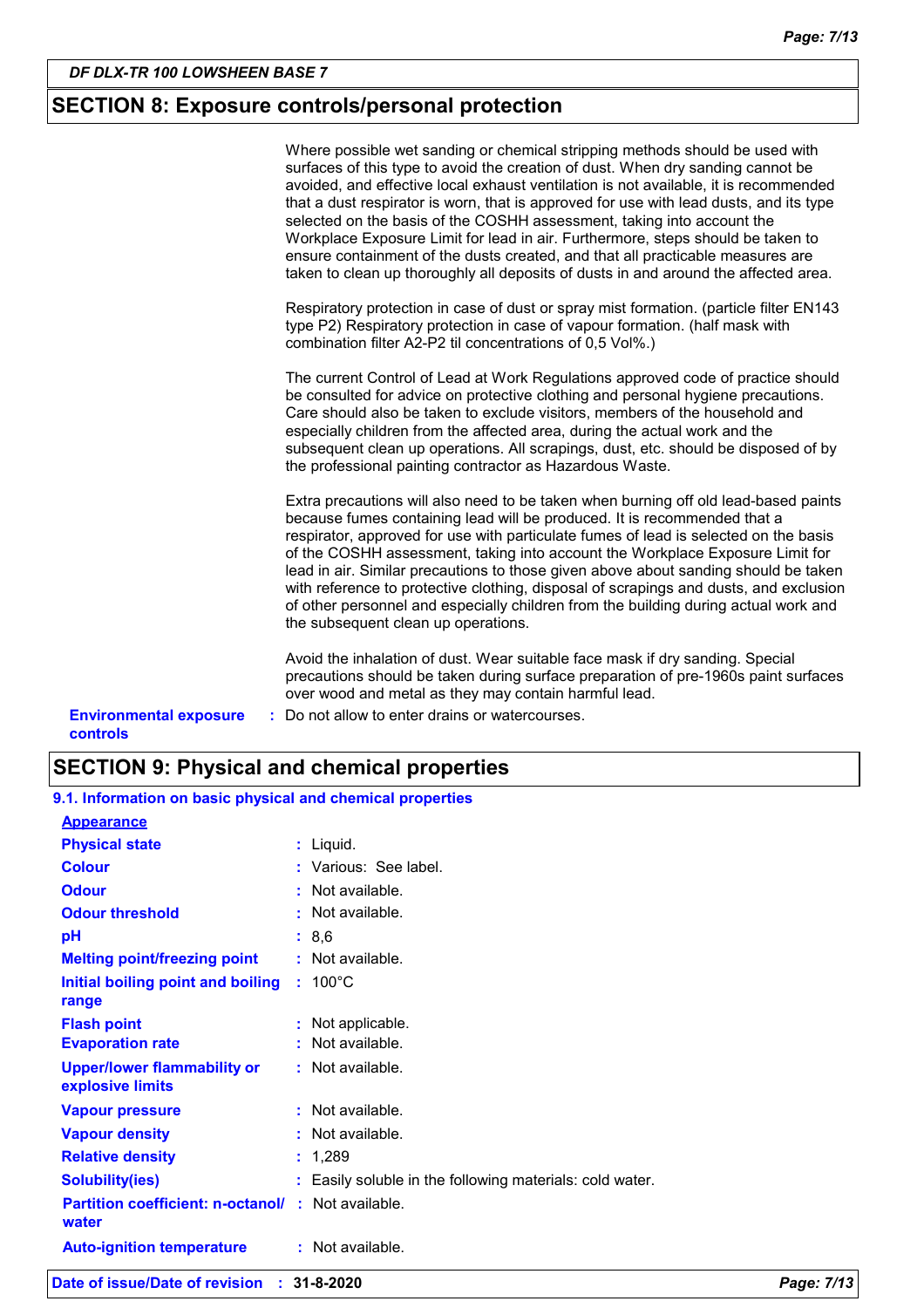## SECTION 8: Exposure controls/personal protection

Where possible wet sanding or chemical stripping methods should be used with surfaces of this type to avoid the creation of dust. When dry sanding cannot be avoided, and effective local exhaust ventilation is not available, it is recommended that a dust respirator is worn, that is approved for use with lead dusts, and its type selected on the basis of the COSHH assessment, taking into account the Workplace Exposure Limit for lead in air. Furthermore, steps should be taken to ensure containment of the dusts created, and that all practicable measures are taken to clean up thoroughly all deposits of dusts in and around the affected area.

Respiratory protection in case of dust or spray mist formation. (particle filter EN143 type P2) Respiratory protection in case of vapour formation. (half mask with combination filter A2-P2 til concentrations of 0,5 Vol%.)

The current Control of Lead at Work Regulations approved code of practice should be consulted for advice on protective clothing and personal hygiene precautions. Care should also be taken to exclude visitors, members of the household and especially children from the affected area, during the actual work and the subsequent clean up operations. All scrapings, dust, etc. should be disposed of by the professional painting contractor as Hazardous Waste.

Extra precautions will also need to be taken when burning off old lead-based paints because fumes containing lead will be produced. It is recommended that a respirator, approved for use with particulate fumes of lead is selected on the basis of the COSHH assessment, taking into account the Workplace Exposure Limit for lead in air. Similar precautions to those given above about sanding should be taken with reference to protective clothing, disposal of scrapings and dusts, and exclusion of other personnel and especially children from the building during actual work and the subsequent clean up operations.

Avoid the inhalation of dust. Wear suitable face mask if dry sanding. Special precautions should be taken during surface preparation of pre-1960s paint surfaces over wood and metal as they may contain harmful lead.

**Environmental exposure controls** : Do not allow to enter drains or watercourses.

## SECTION 9: Physical and chemical properties

### 9.1. Information on basic physical and chemical properties

**Appearance**

| Property | Value |
|---|---|
| Physical state | Liquid. |
| Colour | Various: See label. |
| Odour | Not available. |
| Odour threshold | Not available. |
| pH | 8,6 |
| Melting point/freezing point | Not available. |
| Initial boiling point and boiling range | 100°C |
| Flash point | Not applicable. |
| Evaporation rate | Not available. |
| Upper/lower flammability or explosive limits | Not available. |
| Vapour pressure | Not available. |
| Vapour density | Not available. |
| Relative density | 1,289 |
| Solubility(ies) | Easily soluble in the following materials: cold water. |
| Partition coefficient: n-octanol/water | Not available. |
| Auto-ignition temperature | Not available. |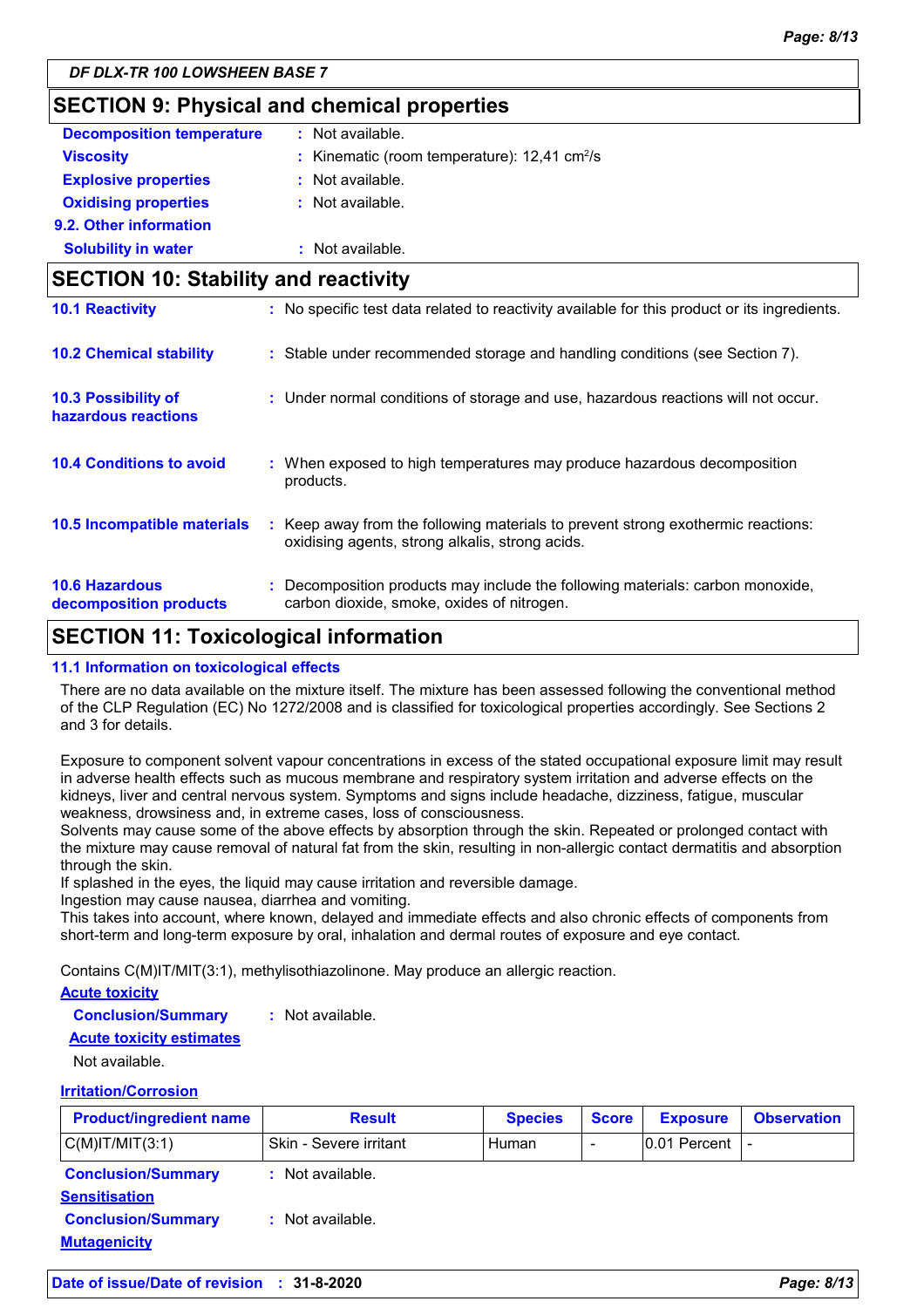**DF DLX-TR 100 LOWSHEEN BASE 7**

## SECTION 9: Physical and chemical properties

**Decomposition temperature** : Not available.

**Viscosity** : Kinematic (room temperature): 12,41 $cm^2/s$

**Explosive properties** : Not available.

**Oxidising properties** : Not available.

**9.2. Other information**

**Solubility in water** : Not available.

## SECTION 10: Stability and reactivity

**10.1 Reactivity** : No specific test data related to reactivity available for this product or its ingredients.

**10.2 Chemical stability** : Stable under recommended storage and handling conditions (see Section 7).

**10.3 Possibility of hazardous reactions** : Under normal conditions of storage and use, hazardous reactions will not occur.

**10.4 Conditions to avoid** : When exposed to high temperatures may produce hazardous decomposition products.

**10.5 Incompatible materials** : Keep away from the following materials to prevent strong exothermic reactions: oxidising agents, strong alkalis, strong acids.

**10.6 Hazardous decomposition products** : Decomposition products may include the following materials: carbon monoxide, carbon dioxide, smoke, oxides of nitrogen.

## SECTION 11: Toxicological information

### 11.1 Information on toxicological effects

There are no data available on the mixture itself. The mixture has been assessed following the conventional method of the CLP Regulation (EC) No 1272/2008 and is classified for toxicological properties accordingly. See Sections 2 and 3 for details.

Exposure to component solvent vapour concentrations in excess of the stated occupational exposure limit may result in adverse health effects such as mucous membrane and respiratory system irritation and adverse effects on the kidneys, liver and central nervous system. Symptoms and signs include headache, dizziness, fatigue, muscular weakness, drowsiness and, in extreme cases, loss of consciousness.
Solvents may cause some of the above effects by absorption through the skin. Repeated or prolonged contact with the mixture may cause removal of natural fat from the skin, resulting in non-allergic contact dermatitis and absorption through the skin.
If splashed in the eyes, the liquid may cause irritation and reversible damage.
Ingestion may cause nausea, diarrhea and vomiting.
This takes into account, where known, delayed and immediate effects and also chronic effects of components from short-term and long-term exposure by oral, inhalation and dermal routes of exposure and eye contact.

Contains C(M)IT/MIT(3:1), methylisothiazolinone. May produce an allergic reaction.

**Acute toxicity**

**Conclusion/Summary** : Not available.

**Acute toxicity estimates**

Not available.

**Irritation/Corrosion**

| Product/ingredient name | Result | Species | Score | Exposure | Observation |
|---|---|---|---|---|---|
| C(M)IT/MIT(3:1) | Skin - Severe irritant | Human | - | 0.01 Percent | - |

**Conclusion/Summary** : Not available.

**Sensitisation**

**Conclusion/Summary** : Not available.

**Mutagenicity**

**Date of issue/Date of revision** : **31-8-2020**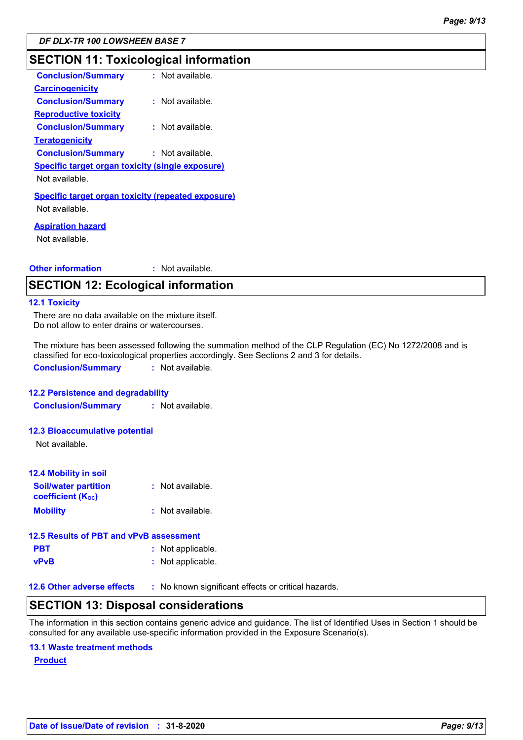## SECTION 11: Toxicological information

**Conclusion/Summary** : Not available.

**Carcinogenicity**

**Conclusion/Summary** : Not available.

**Reproductive toxicity**

**Conclusion/Summary** : Not available.

**Teratogenicity**

**Conclusion/Summary** : Not available.

**Specific target organ toxicity (single exposure)**

Not available.

**Specific target organ toxicity (repeated exposure)**

Not available.

**Aspiration hazard**

Not available.

**Other information** : Not available.

## SECTION 12: Ecological information

### 12.1 Toxicity

There are no data available on the mixture itself.
Do not allow to enter drains or watercourses.

The mixture has been assessed following the summation method of the CLP Regulation (EC) No 1272/2008 and is classified for eco-toxicological properties accordingly. See Sections 2 and 3 for details.

**Conclusion/Summary** : Not available.

### 12.2 Persistence and degradability

**Conclusion/Summary** : Not available.

### 12.3 Bioaccumulative potential

Not available.

### 12.4 Mobility in soil

**Soil/water partition coefficient ($K_{OC}$)** : Not available.

**Mobility** : Not available.

### 12.5 Results of PBT and vPvB assessment

**PBT** : Not applicable.

**vPvB** : Not applicable.

### 12.6 Other adverse effects : No known significant effects or critical hazards.

## SECTION 13: Disposal considerations

The information in this section contains generic advice and guidance. The list of Identified Uses in Section 1 should be consulted for any available use-specific information provided in the Exposure Scenario(s).

### 13.1 Waste treatment methods

**Product**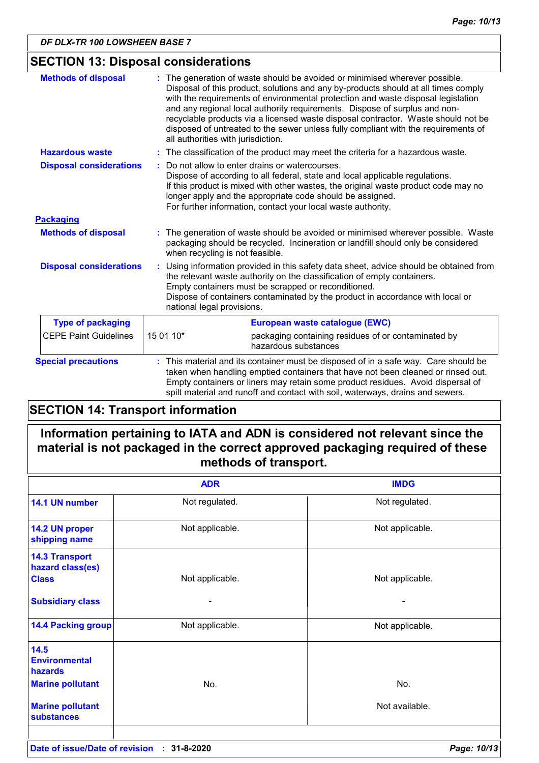## SECTION 13: Disposal considerations

**Methods of disposal** : The generation of waste should be avoided or minimised wherever possible. Disposal of this product, solutions and any by-products should at all times comply with the requirements of environmental protection and waste disposal legislation and any regional local authority requirements. Dispose of surplus and non-recyclable products via a licensed waste disposal contractor. Waste should not be disposed of untreated to the sewer unless fully compliant with the requirements of all authorities with jurisdiction.

**Hazardous waste** : The classification of the product may meet the criteria for a hazardous waste.

**Disposal considerations** : Do not allow to enter drains or watercourses.
Dispose of according to all federal, state and local applicable regulations.
If this product is mixed with other wastes, the original waste product code may no longer apply and the appropriate code should be assigned.
For further information, contact your local waste authority.

### Packaging

**Methods of disposal** : The generation of waste should be avoided or minimised wherever possible. Waste packaging should be recycled. Incineration or landfill should only be considered when recycling is not feasible.

**Disposal considerations** : Using information provided in this safety data sheet, advice should be obtained from the relevant waste authority on the classification of empty containers.
Empty containers must be scrapped or reconditioned.
Dispose of containers contaminated by the product in accordance with local or national legal provisions.

| Type of packaging | European waste catalogue (EWC) | |
|---|---|---|
| CEPE Paint Guidelines | 15 01 10* | packaging containing residues of or contaminated by hazardous substances |

**Special precautions** : This material and its container must be disposed of in a safe way. Care should be taken when handling emptied containers that have not been cleaned or rinsed out. Empty containers or liners may retain some product residues. Avoid dispersal of spilt material and runoff and contact with soil, waterways, drains and sewers.

## SECTION 14: Transport information

**Information pertaining to IATA and ADN is considered not relevant since the material is not packaged in the correct approved packaging required of these methods of transport.**

| | ADR | IMDG |
|---|---|---|
| **14.1 UN number** | Not regulated. | Not regulated. |
| **14.2 UN proper shipping name** | Not applicable. | Not applicable. |
| **14.3 Transport hazard class(es)** **Class** | Not applicable. | Not applicable. |
| **Subsidiary class** | - | - |
| **14.4 Packing group** | Not applicable. | Not applicable. |
| **14.5 Environmental hazards** **Marine pollutant** | No. | No. |
| **Marine pollutant substances** | | Not available. |

**Date of issue/Date of revision** : **31-8-2020**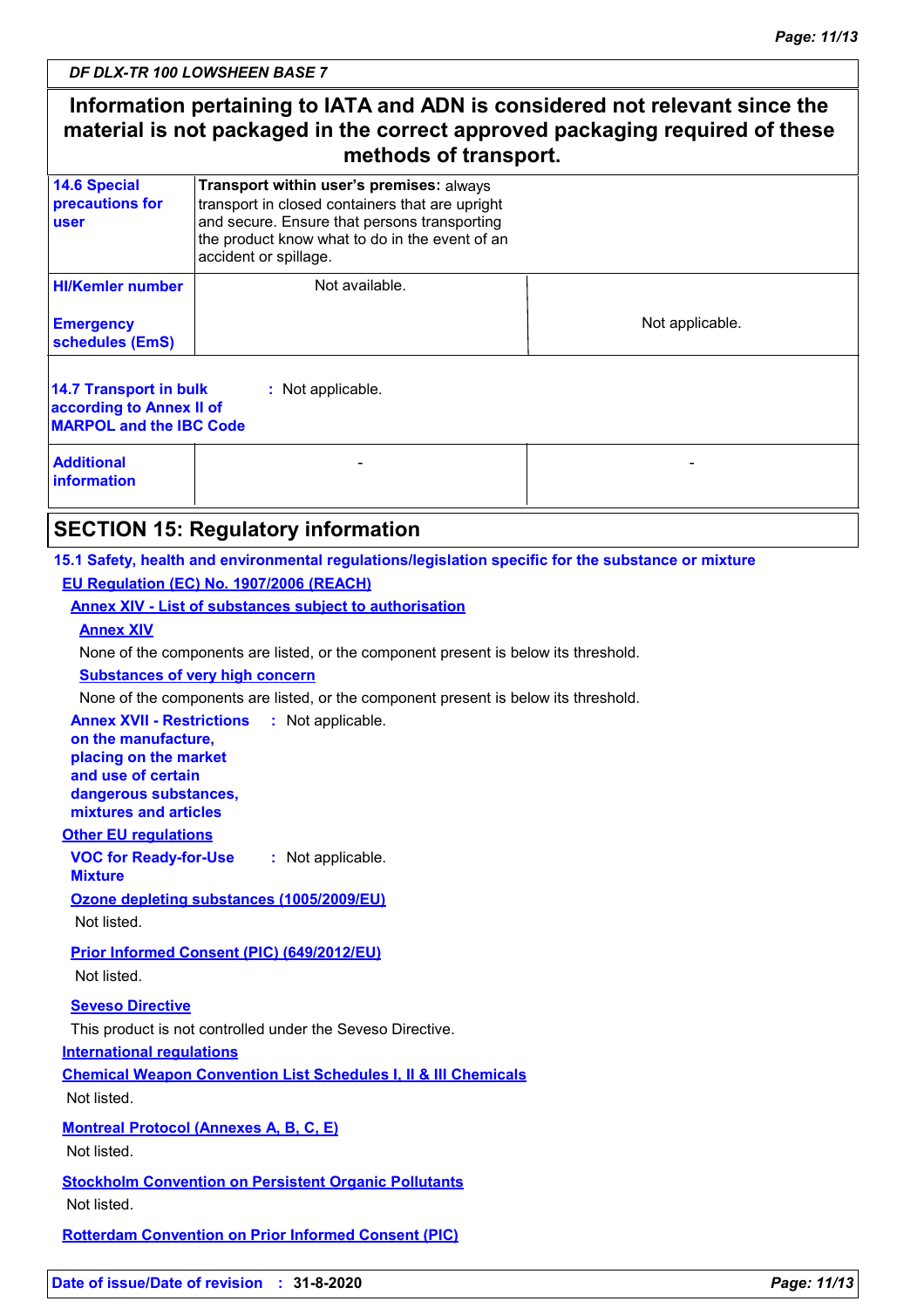*DF DLX-TR 100 LOWSHEEN BASE 7*

**Information pertaining to IATA and ADN is considered not relevant since the material is not packaged in the correct approved packaging required of these methods of transport.**

| | | |
|---|---|---|
| **14.6 Special precautions for user** | **Transport within user's premises:** always transport in closed containers that are upright and secure. Ensure that persons transporting the product know what to do in the event of an accident or spillage. | |
| **HI/Kemler number** | Not available. | |
| **Emergency schedules (EmS)** | | Not applicable. |

**14.7 Transport in bulk according to Annex II of MARPOL and the IBC Code** : Not applicable.

| | | |
|---|---|---|
| **Additional information** | - | - |

## SECTION 15: Regulatory information

**15.1 Safety, health and environmental regulations/legislation specific for the substance or mixture**

**EU Regulation (EC) No. 1907/2006 (REACH)**

**Annex XIV - List of substances subject to authorisation**

**Annex XIV**

None of the components are listed, or the component present is below its threshold.

**Substances of very high concern**

None of the components are listed, or the component present is below its threshold.

**Annex XVII - Restrictions on the manufacture, placing on the market and use of certain dangerous substances, mixtures and articles** : Not applicable.

**Other EU regulations**

**VOC for Ready-for-Use Mixture** : Not applicable.

**Ozone depleting substances (1005/2009/EU)**

Not listed.

**Prior Informed Consent (PIC) (649/2012/EU)**

Not listed.

**Seveso Directive**

This product is not controlled under the Seveso Directive.

**International regulations**

**Chemical Weapon Convention List Schedules I, II & III Chemicals**

Not listed.

**Montreal Protocol (Annexes A, B, C, E)**

Not listed.

**Stockholm Convention on Persistent Organic Pollutants**

Not listed.

**Rotterdam Convention on Prior Informed Consent (PIC)**

**Date of issue/Date of revision** : **31-8-2020**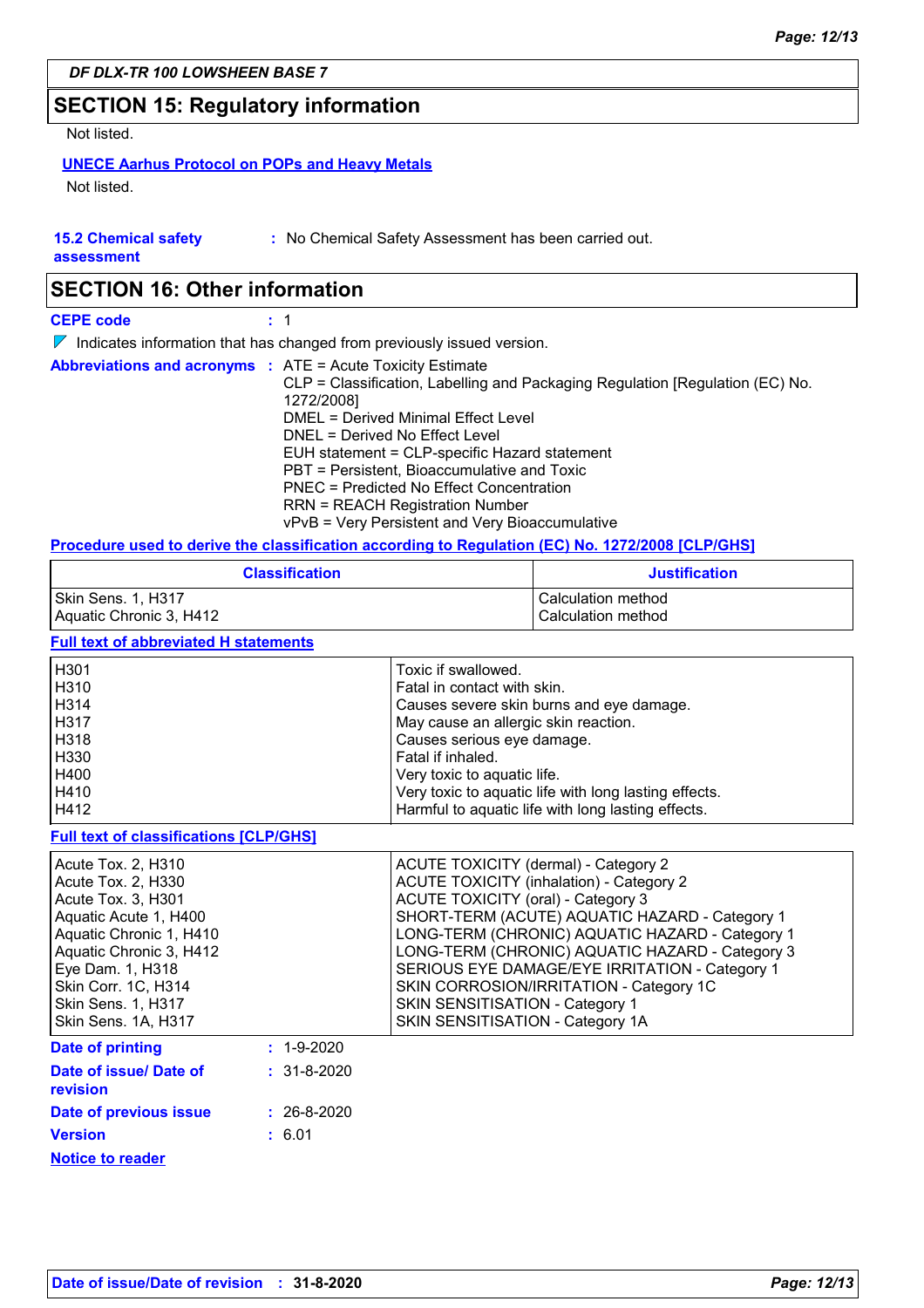## SECTION 15: Regulatory information

Not listed.

**UNECE Aarhus Protocol on POPs and Heavy Metals**

Not listed.

**15.2 Chemical safety assessment** : No Chemical Safety Assessment has been carried out.

## SECTION 16: Other information

**CEPE code** : 1

Indicates information that has changed from previously issued version.

**Abbreviations and acronyms** : ATE = Acute Toxicity Estimate
CLP = Classification, Labelling and Packaging Regulation [Regulation (EC) No. 1272/2008]
DMEL = Derived Minimal Effect Level
DNEL = Derived No Effect Level
EUH statement = CLP-specific Hazard statement
PBT = Persistent, Bioaccumulative and Toxic
PNEC = Predicted No Effect Concentration
RRN = REACH Registration Number
vPvB = Very Persistent and Very Bioaccumulative

**Procedure used to derive the classification according to Regulation (EC) No. 1272/2008 [CLP/GHS]**

| Classification | Justification |
|---|---|
| Skin Sens. 1, H317 | Calculation method |
| Aquatic Chronic 3, H412 | Calculation method |

**Full text of abbreviated H statements**

| | |
|---|---|
| H301 | Toxic if swallowed. |
| H310 | Fatal in contact with skin. |
| H314 | Causes severe skin burns and eye damage. |
| H317 | May cause an allergic skin reaction. |
| H318 | Causes serious eye damage. |
| H330 | Fatal if inhaled. |
| H400 | Very toxic to aquatic life. |
| H410 | Very toxic to aquatic life with long lasting effects. |
| H412 | Harmful to aquatic life with long lasting effects. |

**Full text of classifications [CLP/GHS]**

| | |
|---|---|
| Acute Tox. 2, H310 | ACUTE TOXICITY (dermal) - Category 2 |
| Acute Tox. 2, H330 | ACUTE TOXICITY (inhalation) - Category 2 |
| Acute Tox. 3, H301 | ACUTE TOXICITY (oral) - Category 3 |
| Aquatic Acute 1, H400 | SHORT-TERM (ACUTE) AQUATIC HAZARD - Category 1 |
| Aquatic Chronic 1, H410 | LONG-TERM (CHRONIC) AQUATIC HAZARD - Category 1 |
| Aquatic Chronic 3, H412 | LONG-TERM (CHRONIC) AQUATIC HAZARD - Category 3 |
| Eye Dam. 1, H318 | SERIOUS EYE DAMAGE/EYE IRRITATION - Category 1 |
| Skin Corr. 1C, H314 | SKIN CORROSION/IRRITATION - Category 1C |
| Skin Sens. 1, H317 | SKIN SENSITISATION - Category 1 |
| Skin Sens. 1A, H317 | SKIN SENSITISATION - Category 1A |

**Date of printing** : 1-9-2020

**Date of issue/ Date of revision** : 31-8-2020

**Date of previous issue** : 26-8-2020

**Version** : 6.01

**Notice to reader**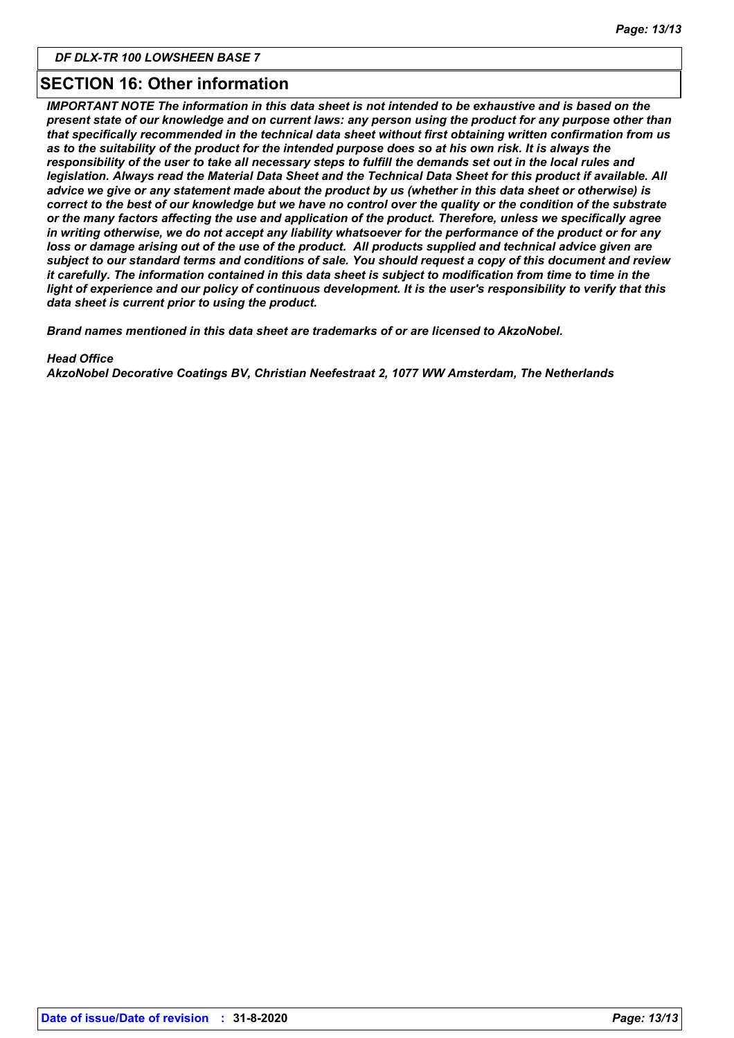## SECTION 16: Other information

***IMPORTANT NOTE The information in this data sheet is not intended to be exhaustive and is based on the present state of our knowledge and on current laws: any person using the product for any purpose other than that specifically recommended in the technical data sheet without first obtaining written confirmation from us as to the suitability of the product for the intended purpose does so at his own risk. It is always the responsibility of the user to take all necessary steps to fulfill the demands set out in the local rules and legislation. Always read the Material Data Sheet and the Technical Data Sheet for this product if available. All advice we give or any statement made about the product by us (whether in this data sheet or otherwise) is correct to the best of our knowledge but we have no control over the quality or the condition of the substrate or the many factors affecting the use and application of the product. Therefore, unless we specifically agree in writing otherwise, we do not accept any liability whatsoever for the performance of the product or for any loss or damage arising out of the use of the product. All products supplied and technical advice given are subject to our standard terms and conditions of sale. You should request a copy of this document and review it carefully. The information contained in this data sheet is subject to modification from time to time in the light of experience and our policy of continuous development. It is the user's responsibility to verify that this data sheet is current prior to using the product.***

***Brand names mentioned in this data sheet are trademarks of or are licensed to AkzoNobel.***

***Head Office***
***AkzoNobel Decorative Coatings BV, Christian Neefestraat 2, 1077 WW Amsterdam, The Netherlands***